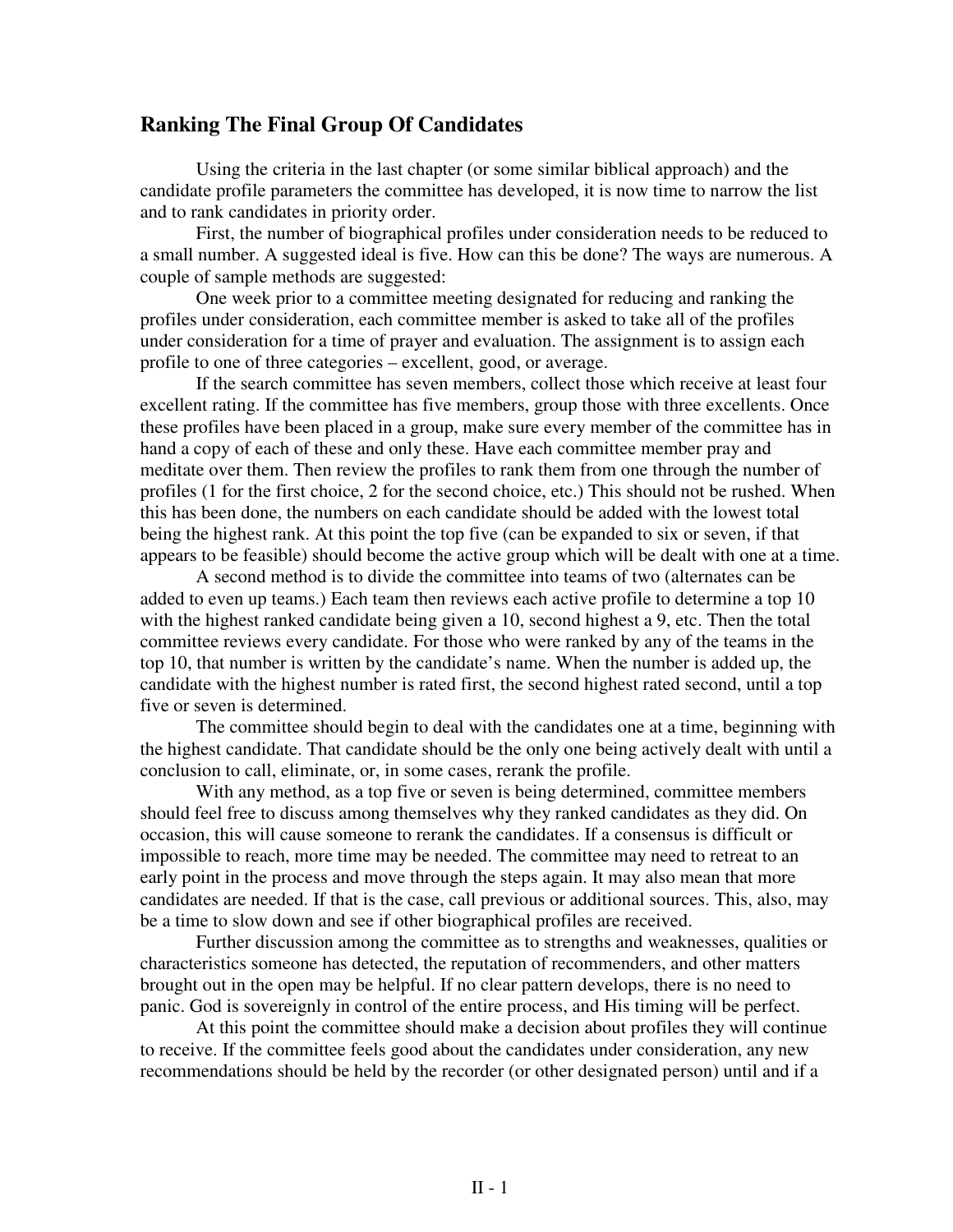## Ranking The Final Group Of Candidates

Using the criteria in the last chapter (or some similar biblical approach) and the candidate profile parameters the committee has developed, it is now time to narrow the list and to rank candidates in priority order.

First, the number of biographical profiles under consideration needs to be reduced to a small number. A suggested ideal is five. How can this be done? The ways are numerous. A couple of sample methods are suggested:

One week prior to a committee meeting designated for reducing and ranking the profiles under consideration, each committee member is asked to take all of the profiles under consideration for a time of prayer and evaluation. The assignment is to assign each profile to one of three categories – excellent, good, or average.

If the search committee has seven members, collect those which receive at least four excellent rating. If the committee has five members, group those with three excellents. Once these profiles have been placed in a group, make sure every member of the committee has in hand a copy of each of these and only these. Have each committee member pray and meditate over them. Then review the profiles to rank them from one through the number of profiles (1 for the first choice, 2 for the second choice, etc.) This should not be rushed. When this has been done, the numbers on each candidate should be added with the lowest total being the highest rank. At this point the top five (can be expanded to six or seven, if that appears to be feasible) should become the active group which will be dealt with one at a time.

A second method is to divide the committee into teams of two (alternates can be added to even up teams.) Each team then reviews each active profile to determine a top 10 with the highest ranked candidate being given a 10, second highest a 9, etc. Then the total committee reviews every candidate. For those who were ranked by any of the teams in the top 10, that number is written by the candidate's name. When the number is added up, the candidate with the highest number is rated first, the second highest rated second, until a top five or seven is determined.

The committee should begin to deal with the candidates one at a time, beginning with the highest candidate. That candidate should be the only one being actively dealt with until a conclusion to call, eliminate, or, in some cases, rerank the profile.

With any method, as a top five or seven is being determined, committee members should feel free to discuss among themselves why they ranked candidates as they did. On occasion, this will cause someone to rerank the candidates. If a consensus is difficult or impossible to reach, more time may be needed. The committee may need to retreat to an early point in the process and move through the steps again. It may also mean that more candidates are needed. If that is the case, call previous or additional sources. This, also, may be a time to slow down and see if other biographical profiles are received.

Further discussion among the committee as to strengths and weaknesses, qualities or characteristics someone has detected, the reputation of recommenders, and other matters brought out in the open may be helpful. If no clear pattern develops, there is no need to panic. God is sovereignly in control of the entire process, and His timing will be perfect.

At this point the committee should make a decision about profiles they will continue to receive. If the committee feels good about the candidates under consideration, any new recommendations should be held by the recorder (or other designated person) until and if a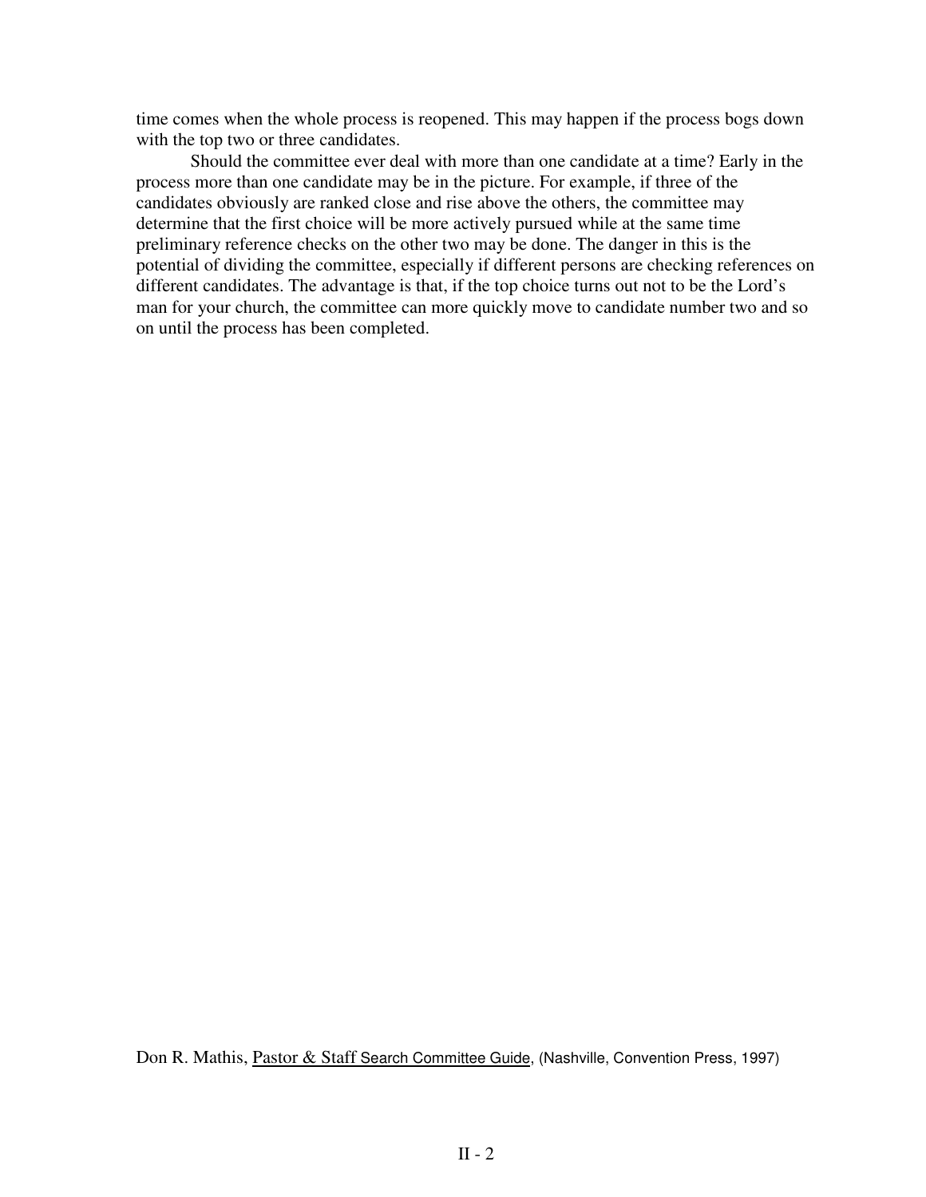time comes when the whole process is reopened. This may happen if the process bogs down with the top two or three candidates.

Should the committee ever deal with more than one candidate at a time? Early in the process more than one candidate may be in the picture. For example, if three of the candidates obviously are ranked close and rise above the others, the committee may determine that the first choice will be more actively pursued while at the same time preliminary reference checks on the other two may be done. The danger in this is the potential of dividing the committee, especially if different persons are checking references on different candidates. The advantage is that, if the top choice turns out not to be the Lord's man for your church, the committee can more quickly move to candidate number two and so on until the process has been completed.

Don R. Mathis, Pastor & Staff Search Committee Guide, (Nashville, Convention Press, 1997)